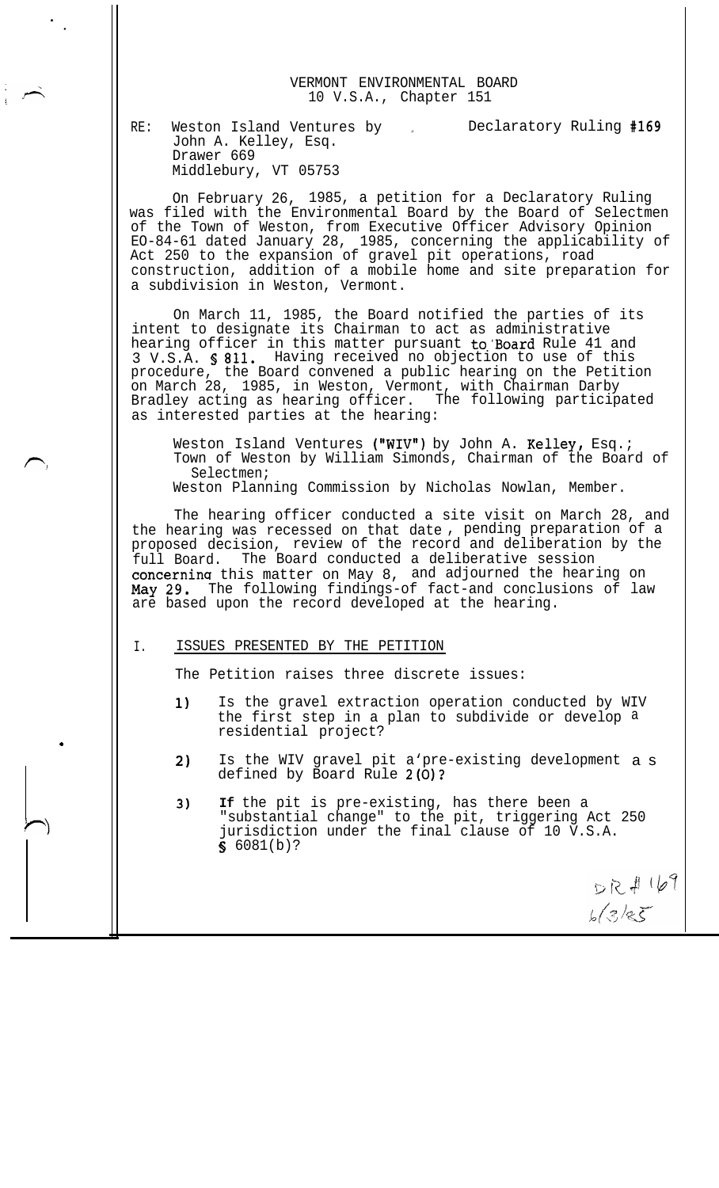VERMONT ENVIRONMENTAL BOARD
10 V.S.A., Chapter 151

RE: Weston Island Ventures by John A. Kelley, Esq.
Drawer 669
Middlebury, VT 05753

Declaratory Ruling #169

On February 26, 1985, a petition for a Declaratory Ruling was filed with the Environmental Board by the Board of Selectmen of the Town of Weston, from Executive Officer Advisory Opinion EO-84-61 dated January 28, 1985, concerning the applicability of Act 250 to the expansion of gravel pit operations, road construction, addition of a mobile home and site preparation for a subdivision in Weston, Vermont.

On March 11, 1985, the Board notified the parties of its intent to designate its Chairman to act as administrative hearing officer in this matter pursuant to Board Rule 41 and 3 V.S.A. § 811. Having received no objection to use of this procedure, the Board convened a public hearing on the Petition on March 28, 1985, in Weston, Vermont, with Chairman Darby Bradley acting as hearing officer. The following participated as interested parties at the hearing:

Weston Island Ventures ("WIV") by John A. Kelley, Esq.;
Town of Weston by William Simonds, Chairman of the Board of Selectmen;
Weston Planning Commission by Nicholas Nowlan, Member.

The hearing officer conducted a site visit on March 28, and the hearing was recessed on that date, pending preparation of a proposed decision, review of the record and deliberation by the full Board. The Board conducted a deliberative session concerning this matter on May 8, and adjourned the hearing on May 29. The following findings-of fact-and conclusions of law are based upon the record developed at the hearing.

## I. ISSUES PRESENTED BY THE PETITION

The Petition raises three discrete issues:

1) Is the gravel extraction operation conducted by WIV the first step in a plan to subdivide or develop a residential project?

2) Is the WIV gravel pit a pre-existing development as defined by Board Rule 2(O)?

3) If the pit is pre-existing, has there been a "substantial change" to the pit, triggering Act 250 jurisdiction under the final clause of 10 V.S.A. § 6081(b)?

DR #169
6/3/85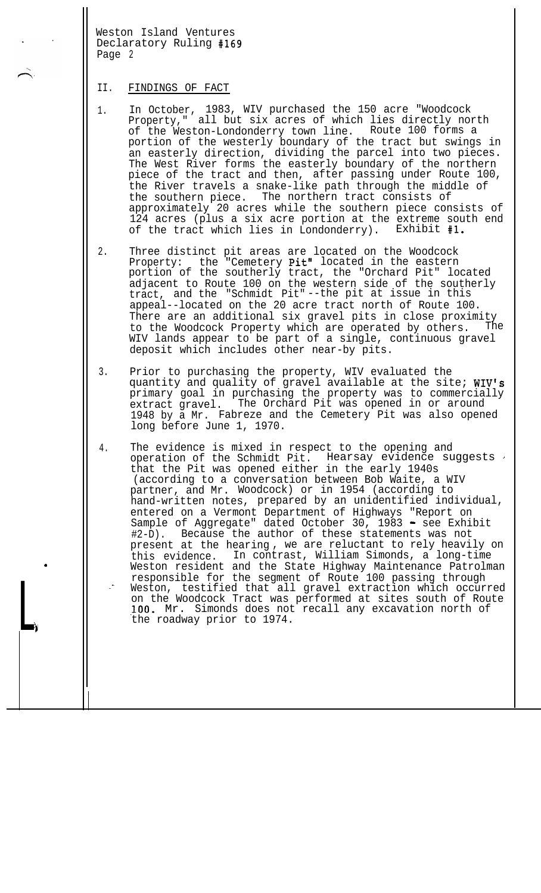## II. FINDINGS OF FACT

1. In October, 1983, WIV purchased the 150 acre "Woodcock Property," all but six acres of which lies directly north of the Weston-Londonderry town line. Route 100 forms a portion of the westerly boundary of the tract but swings in an easterly direction, dividing the parcel into two pieces. The West River forms the easterly boundary of the northern piece of the tract and then, after passing under Route 100, the River travels a snake-like path through the middle of the southern piece. The northern tract consists of approximately 20 acres while the southern piece consists of 124 acres (plus a six acre portion at the extreme south end of the tract which lies in Londonderry). Exhibit #1.

2. Three distinct pit areas are located on the Woodcock Property: the "Cemetery Pit" located in the eastern portion of the southerly tract, the "Orchard Pit" located adjacent to Route 100 on the western side of the southerly tract, and the "Schmidt Pit"--the pit at issue in this appeal--located on the 20 acre tract north of Route 100. There are an additional six gravel pits in close proximity to the Woodcock Property which are operated by others. The WIV lands appear to be part of a single, continuous gravel deposit which includes other near-by pits.

3. Prior to purchasing the property, WIV evaluated the quantity and quality of gravel available at the site; WIV's primary goal in purchasing the property was to commercially extract gravel. The Orchard Pit was opened in or around 1948 by a Mr. Fabreze and the Cemetery Pit was also opened long before June 1, 1970.

4. The evidence is mixed in respect to the opening and operation of the Schmidt Pit. Hearsay evidence suggests that the Pit was opened either in the early 1940s (according to a conversation between Bob Waite, a WIV partner, and Mr. Woodcock) or in 1954 (according to hand-written notes, prepared by an unidentified individual, entered on a Vermont Department of Highways "Report on Sample of Aggregate" dated October 30, 1983 - see Exhibit #2-D). Because the author of these statements was not present at the hearing, we are reluctant to rely heavily on this evidence. In contrast, William Simonds, a long-time Weston resident and the State Highway Maintenance Patrolman responsible for the segment of Route 100 passing through Weston, testified that all gravel extraction which occurred on the Woodcock Tract was performed at sites south of Route 100. Mr. Simonds does not recall any excavation north of the roadway prior to 1974.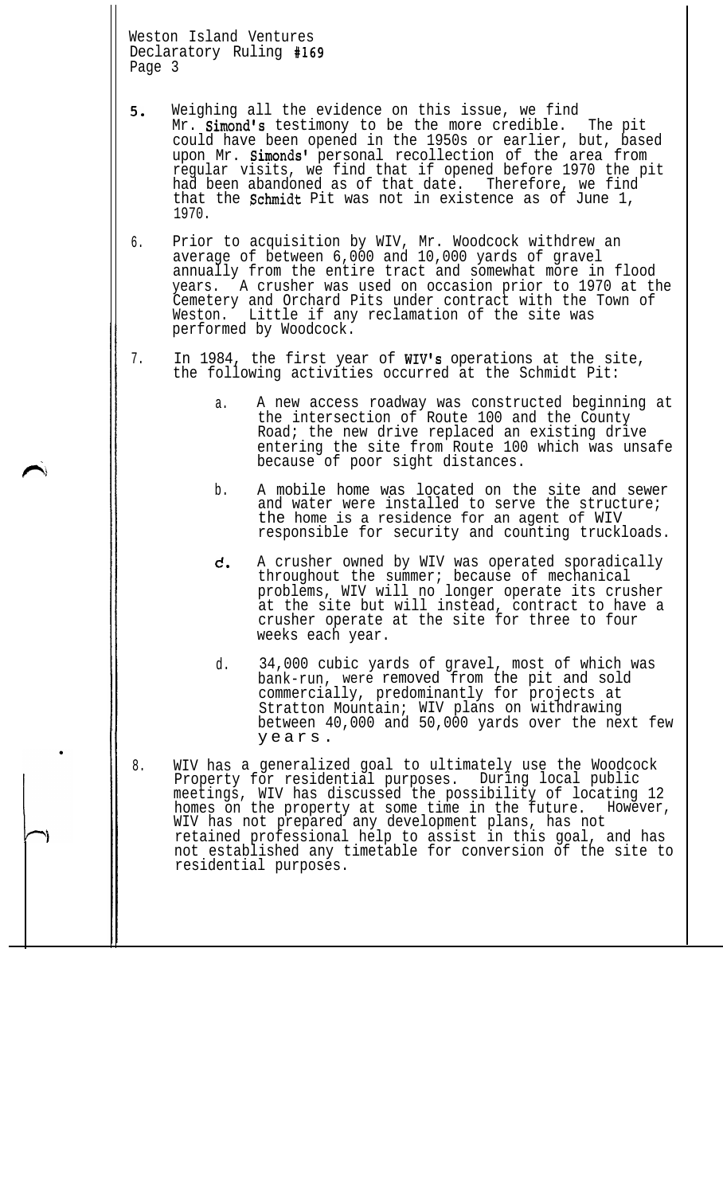5. Weighing all the evidence on this issue, we find Mr. Simond's testimony to be the more credible. The pit could have been opened in the 1950s or earlier, but, based upon Mr. Simonds' personal recollection of the area from regular visits, we find that if opened before 1970 the pit had been abandoned as of that date. Therefore, we find that the Schmidt Pit was not in existence as of June 1, 1970.

6. Prior to acquisition by WIV, Mr. Woodcock withdrew an average of between 6,000 and 10,000 yards of gravel annually from the entire tract and somewhat more in flood years. A crusher was used on occasion prior to 1970 at the Cemetery and Orchard Pits under contract with the Town of Weston. Little if any reclamation of the site was performed by Woodcock.

7. In 1984, the first year of WIV's operations at the site, the following activities occurred at the Schmidt Pit:

   a. A new access roadway was constructed beginning at the intersection of Route 100 and the County Road; the new drive replaced an existing drive entering the site from Route 100 which was unsafe because of poor sight distances.

   b. A mobile home was located on the site and sewer and water were installed to serve the structure; the home is a residence for an agent of WIV responsible for security and counting truckloads.

   c. A crusher owned by WIV was operated sporadically throughout the summer; because of mechanical problems, WIV will no longer operate its crusher at the site but will instead, contract to have a crusher operate at the site for three to four weeks each year.

   d. 34,000 cubic yards of gravel, most of which was bank-run, were removed from the pit and sold commercially, predominantly for projects at Stratton Mountain; WIV plans on withdrawing between 40,000 and 50,000 yards over the next few years.

8. WIV has a generalized goal to ultimately use the Woodcock Property for residential purposes. During local public meetings, WIV has discussed the possibility of locating 12 homes on the property at some time in the future. However, WIV has not prepared any development plans, has not retained professional help to assist in this goal, and has not established any timetable for conversion of the site to residential purposes.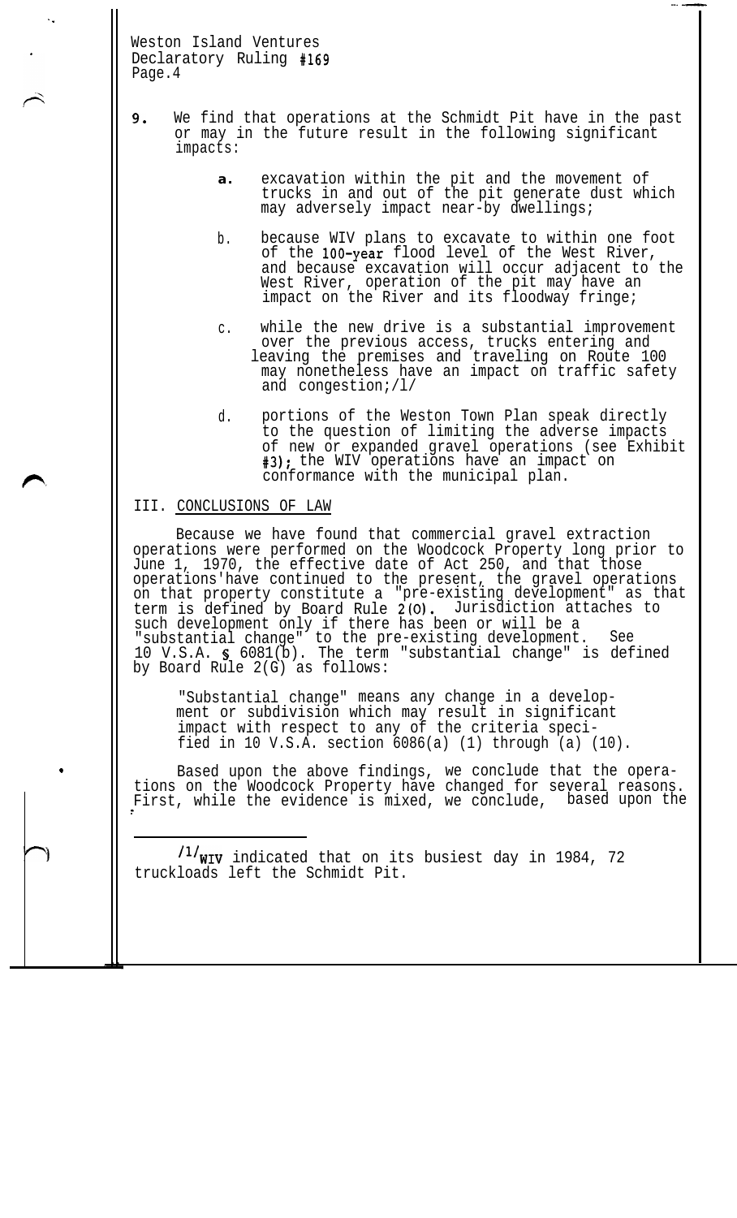9. We find that operations at the Schmidt Pit have in the past or may in the future result in the following significant impacts:

   a. excavation within the pit and the movement of trucks in and out of the pit generate dust which may adversely impact near-by dwellings;

   b. because WIV plans to excavate to within one foot of the 100-year flood level of the West River, and because excavation will occur adjacent to the West River, operation of the pit may have an impact on the River and its floodway fringe;

   c. while the new drive is a substantial improvement over the previous access, trucks entering and leaving the premises and traveling on Route 100 may nonetheless have an impact on traffic safety and congestion;[1]

   d. portions of the Weston Town Plan speak directly to the question of limiting the adverse impacts of new or expanded gravel operations (see Exhibit #3); the WIV operations have an impact on conformance with the municipal plan.

## III. CONCLUSIONS OF LAW

Because we have found that commercial gravel extraction operations were performed on the Woodcock Property long prior to June 1, 1970, the effective date of Act 250, and that those operations have continued to the present, the gravel operations on that property constitute a "pre-existing development" as that term is defined by Board Rule 2(O). Jurisdiction attaches to such development only if there has been or will be a "substantial change" to the pre-existing development. See 10 V.S.A. § 6081(b). The term "substantial change" is defined by Board Rule 2(G) as follows:

> "Substantial change" means any change in a development or subdivision which may result in significant impact with respect to any of the criteria specified in 10 V.S.A. section 6086(a) (1) through (a) (10).

Based upon the above findings, we conclude that the operations on the Woodcock Property have changed for several reasons. First, while the evidence is mixed, we conclude, based upon the

---

[1] WIV indicated that on its busiest day in 1984, 72 truckloads left the Schmidt Pit.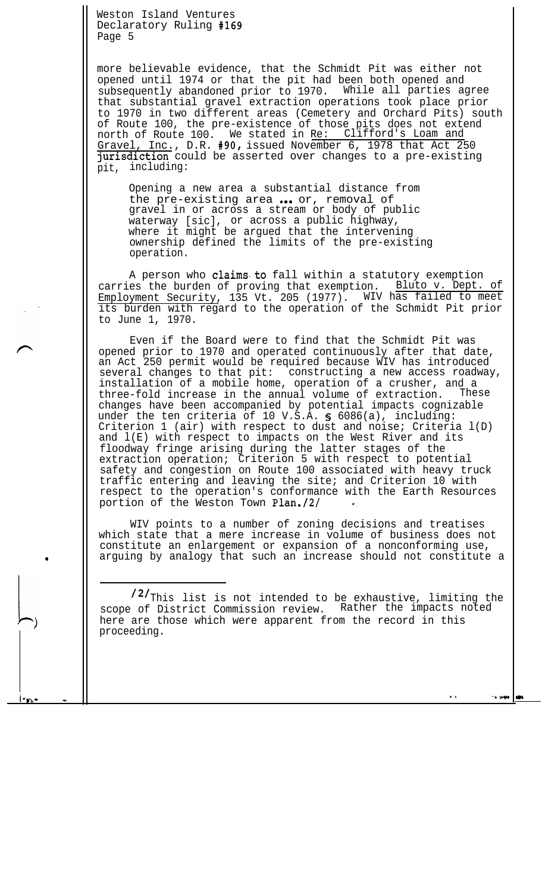more believable evidence, that the Schmidt Pit was either not opened until 1974 or that the pit had been both opened and subsequently abandoned prior to 1970. While all parties agree that substantial gravel extraction operations took place prior to 1970 in two different areas (Cemetery and Orchard Pits) south of Route 100, the pre-existence of those pits does not extend north of Route 100. We stated in Re: Clifford's Loam and Gravel, Inc., D.R. #90, issued November 6, 1978 that Act 250 jurisdiction could be asserted over changes to a pre-existing pit, including:

> Opening a new area a substantial distance from the pre-existing area ... or, removal of gravel in or across a stream or body of public waterway [sic], or across a public highway, where it might be argued that the intervening ownership defined the limits of the pre-existing operation.

A person who claims to fall within a statutory exemption carries the burden of proving that exemption. Bluto v. Dept. of Employment Security, 135 Vt. 205 (1977). WIV has failed to meet its burden with regard to the operation of the Schmidt Pit prior to June 1, 1970.

Even if the Board were to find that the Schmidt Pit was opened prior to 1970 and operated continuously after that date, an Act 250 permit would be required because WIV has introduced several changes to that pit: constructing a new access roadway, installation of a mobile home, operation of a crusher, and a three-fold increase in the annual volume of extraction. These changes have been accompanied by potential impacts cognizable under the ten criteria of 10 V.S.A. § 6086(a), including: Criterion 1 (air) with respect to dust and noise; Criteria 1(D) and 1(E) with respect to impacts on the West River and its floodway fringe arising during the latter stages of the extraction operation; Criterion 5 with respect to potential safety and congestion on Route 100 associated with heavy truck traffic entering and leaving the site; and Criterion 10 with respect to the operation's conformance with the Earth Resources portion of the Weston Town Plan.[2]

WIV points to a number of zoning decisions and treatises which state that a mere increase in volume of business does not constitute an enlargement or expansion of a nonconforming use, arguing by analogy that such an increase should not constitute a

---

[2] This list is not intended to be exhaustive, limiting the scope of District Commission review. Rather the impacts noted here are those which were apparent from the record in this proceeding.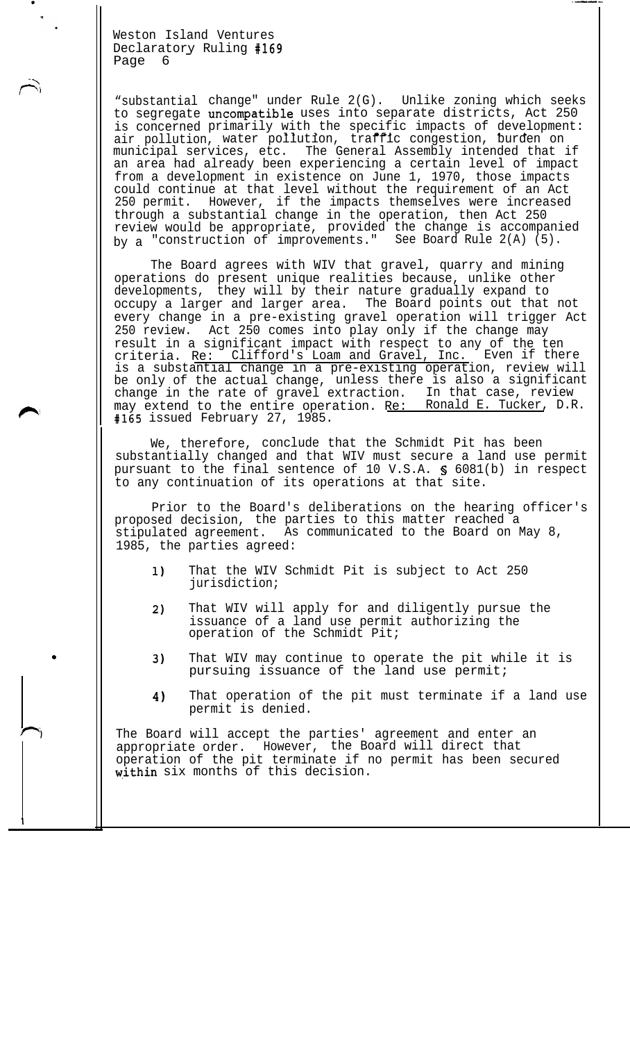"substantial change" under Rule 2(G). Unlike zoning which seeks to segregate uncompatible uses into separate districts, Act 250 is concerned primarily with the specific impacts of development: air pollution, water pollution, traffic congestion, burden on municipal services, etc. The General Assembly intended that if an area had already been experiencing a certain level of impact from a development in existence on June 1, 1970, those impacts could continue at that level without the requirement of an Act 250 permit. However, if the impacts themselves were increased through a substantial change in the operation, then Act 250 review would be appropriate, provided the change is accompanied by a "construction of improvements." See Board Rule 2(A) (5).

The Board agrees with WIV that gravel, quarry and mining operations do present unique realities because, unlike other developments, they will by their nature gradually expand to occupy a larger and larger area. The Board points out that not every change in a pre-existing gravel operation will trigger Act 250 review. Act 250 comes into play only if the change may result in a significant impact with respect to any of the ten criteria. Re: Clifford's Loam and Gravel, Inc. Even if there is a substantial change in a pre-existing operation, review will be only of the actual change, unless there is also a significant change in the rate of gravel extraction. In that case, review may extend to the entire operation. Re: Ronald E. Tucker, D.R. #165 issued February 27, 1985.

We, therefore, conclude that the Schmidt Pit has been substantially changed and that WIV must secure a land use permit pursuant to the final sentence of 10 V.S.A. § 6081(b) in respect to any continuation of its operations at that site.

Prior to the Board's deliberations on the hearing officer's proposed decision, the parties to this matter reached a stipulated agreement. As communicated to the Board on May 8, 1985, the parties agreed:

1) That the WIV Schmidt Pit is subject to Act 250 jurisdiction;

2) That WIV will apply for and diligently pursue the issuance of a land use permit authorizing the operation of the Schmidt Pit;

3) That WIV may continue to operate the pit while it is pursuing issuance of the land use permit;

4) That operation of the pit must terminate if a land use permit is denied.

The Board will accept the parties' agreement and enter an appropriate order. However, the Board will direct that operation of the pit terminate if no permit has been secured within six months of this decision.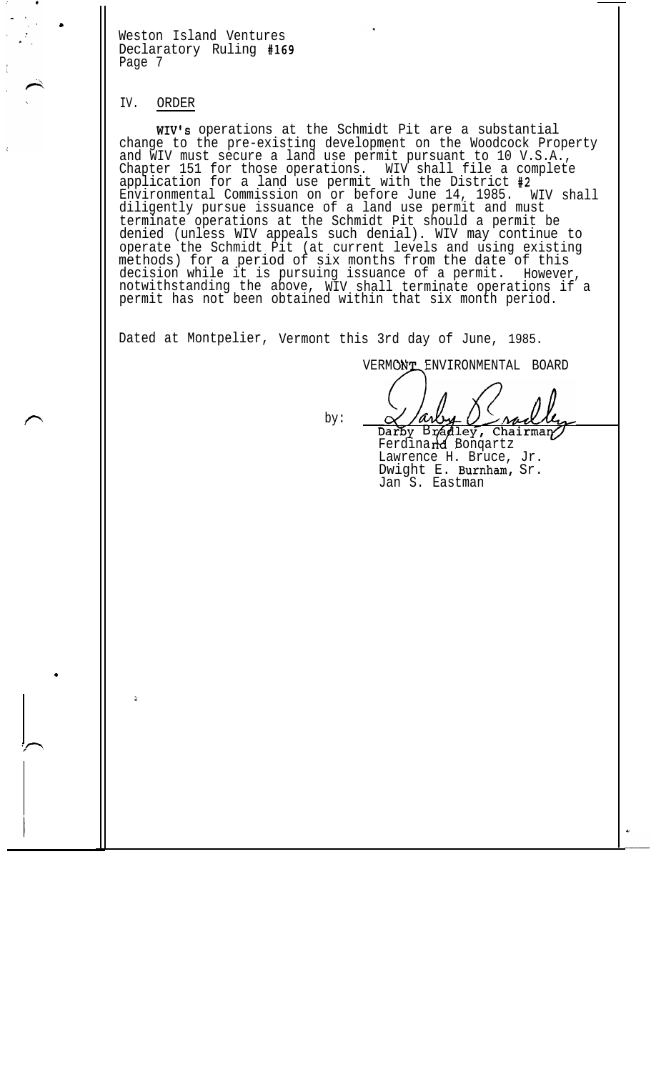## IV. ORDER

WIV's operations at the Schmidt Pit are a substantial change to the pre-existing development on the Woodcock Property and WIV must secure a land use permit pursuant to 10 V.S.A., Chapter 151 for those operations. WIV shall file a complete application for a land use permit with the District #2 Environmental Commission on or before June 14, 1985. WIV shall diligently pursue issuance of a land use permit and must terminate operations at the Schmidt Pit should a permit be denied (unless WIV appeals such denial). WIV may continue to operate the Schmidt Pit (at current levels and using existing methods) for a period of six months from the date of this decision while it is pursuing issuance of a permit. However, notwithstanding the above, WIV shall terminate operations if a permit has not been obtained within that six month period.

Dated at Montpelier, Vermont this 3rd day of June, 1985.

VERMONT ENVIRONMENTAL BOARD

by: Darby Bradley

Darby Bradley, Chairman
Ferdinand Bongartz
Lawrence H. Bruce, Jr.
Dwight E. Burnham, Sr.
Jan S. Eastman